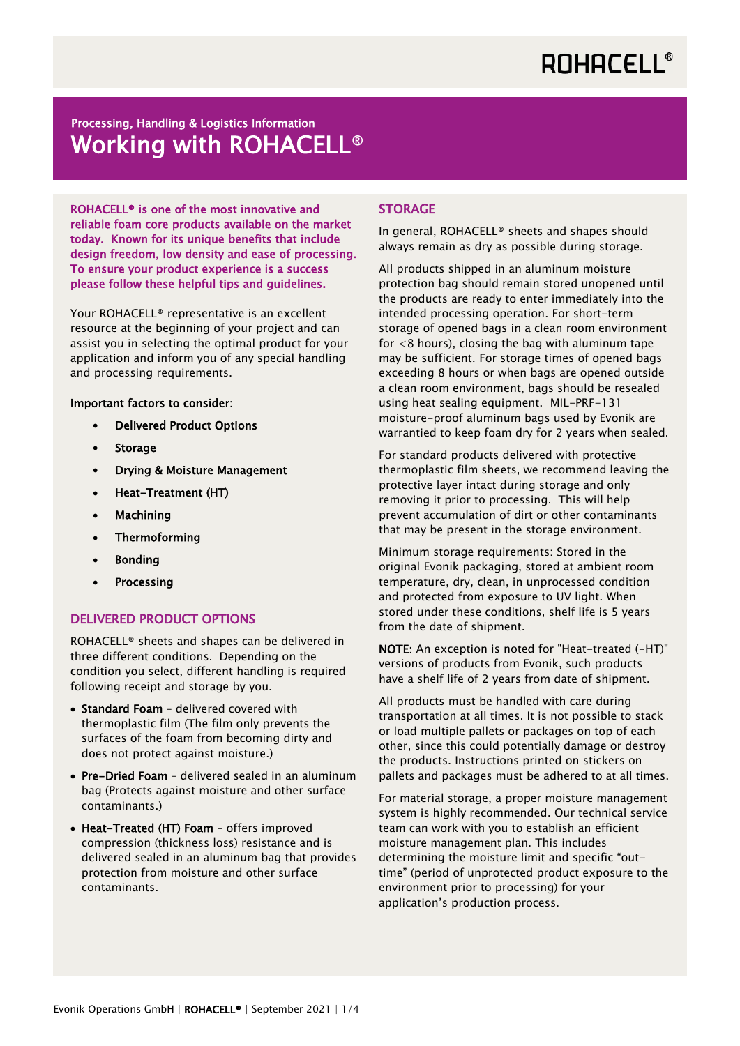ROHACELL®

Processing, Handling & Logistics Information

# Working with ROHACELL®

**ROHACELL® is one of the most innovative and reliable foam core products available on the market today. Known for its unique benefits that include design freedom, low density and ease of processing. To ensure your product experience is a success please follow these helpful tips and guidelines.**

Your ROHACELL® representative is an excellent resource at the beginning of your project and can assist you in selecting the optimal product for your application and inform you of any special handling and processing requirements.

**Important factors to consider:**

- **Delivered Product Options**
- **Storage**
- **Drying & Moisture Management**
- **Heat-Treatment (HT)**
- **Machining**
- **Thermoforming**
- **Bonding**
- **Processing**

## DELIVERED PRODUCT OPTIONS

ROHACELL® sheets and shapes can be delivered in three different conditions. Depending on the condition you select, different handling is required following receipt and storage by you.

- **Standard Foam** – delivered covered with thermoplastic film (The film only prevents the surfaces of the foam from becoming dirty and does not protect against moisture.)
- **Pre-Dried Foam** – delivered sealed in an aluminum bag (Protects against moisture and other surface contaminants.)
- **Heat-Treated (HT) Foam** – offers improved compression (thickness loss) resistance and is delivered sealed in an aluminum bag that provides protection from moisture and other surface contaminants.

## STORAGE

In general, ROHACELL® sheets and shapes should always remain as dry as possible during storage.

All products shipped in an aluminum moisture protection bag should remain stored unopened until the products are ready to enter immediately into the intended processing operation. For short-term storage of opened bags in a clean room environment for <8 hours), closing the bag with aluminum tape may be sufficient. For storage times of opened bags exceeding 8 hours or when bags are opened outside a clean room environment, bags should be resealed using heat sealing equipment. MIL-PRF-131 moisture-proof aluminum bags used by Evonik are warrantied to keep foam dry for 2 years when sealed.

For standard products delivered with protective thermoplastic film sheets, we recommend leaving the protective layer intact during storage and only removing it prior to processing. This will help prevent accumulation of dirt or other contaminants that may be present in the storage environment.

Minimum storage requirements: Stored in the original Evonik packaging, stored at ambient room temperature, dry, clean, in unprocessed condition and protected from exposure to UV light. When stored under these conditions, shelf life is 5 years from the date of shipment.

**NOTE:** An exception is noted for "Heat-treated (-HT)" versions of products from Evonik, such products have a shelf life of 2 years from date of shipment.

All products must be handled with care during transportation at all times. It is not possible to stack or load multiple pallets or packages on top of each other, since this could potentially damage or destroy the products. Instructions printed on stickers on pallets and packages must be adhered to at all times.

For material storage, a proper moisture management system is highly recommended. Our technical service team can work with you to establish an efficient moisture management plan. This includes determining the moisture limit and specific "out-time" (period of unprotected product exposure to the environment prior to processing) for your application's production process.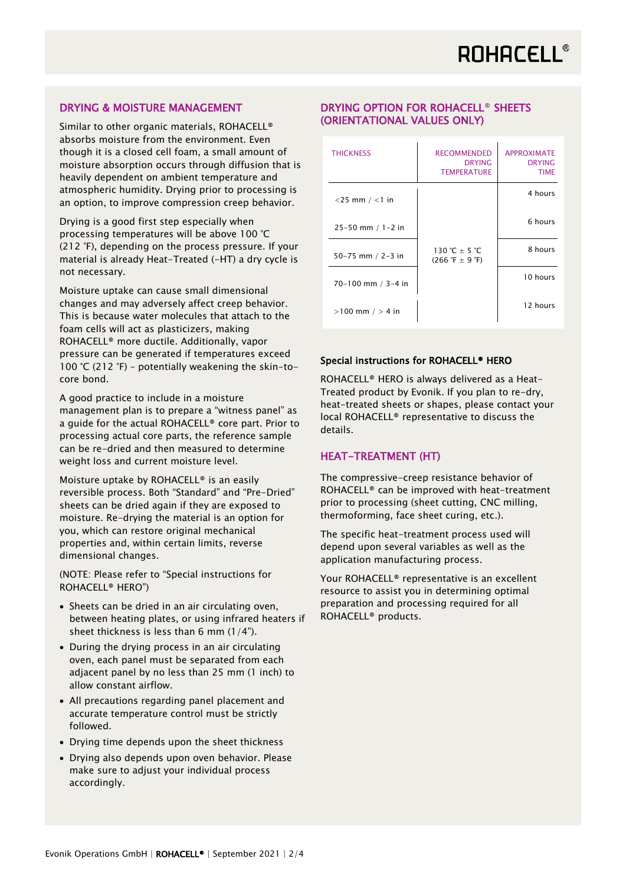## DRYING & MOISTURE MANAGEMENT

Similar to other organic materials, ROHACELL® absorbs moisture from the environment. Even though it is a closed cell foam, a small amount of moisture absorption occurs through diffusion that is heavily dependent on ambient temperature and atmospheric humidity. Drying prior to processing is an option, to improve compression creep behavior.

Drying is a good first step especially when processing temperatures will be above 100 °C (212 °F), depending on the process pressure. If your material is already Heat-Treated (-HT) a dry cycle is not necessary.

Moisture uptake can cause small dimensional changes and may adversely affect creep behavior. This is because water molecules that attach to the foam cells will act as plasticizers, making ROHACELL® more ductile. Additionally, vapor pressure can be generated if temperatures exceed 100 °C (212 °F) – potentially weakening the skin-to-core bond.

A good practice to include in a moisture management plan is to prepare a "witness panel" as a guide for the actual ROHACELL® core part. Prior to processing actual core parts, the reference sample can be re-dried and then measured to determine weight loss and current moisture level.

Moisture uptake by ROHACELL® is an easily reversible process. Both "Standard" and "Pre-Dried" sheets can be dried again if they are exposed to moisture. Re-drying the material is an option for you, which can restore original mechanical properties and, within certain limits, reverse dimensional changes.

(NOTE: Please refer to "Special instructions for ROHACELL® HERO")

- Sheets can be dried in an air circulating oven, between heating plates, or using infrared heaters if sheet thickness is less than 6 mm (1/4").
- During the drying process in an air circulating oven, each panel must be separated from each adjacent panel by no less than 25 mm (1 inch) to allow constant airflow.
- All precautions regarding panel placement and accurate temperature control must be strictly followed.
- Drying time depends upon the sheet thickness
- Drying also depends upon oven behavior. Please make sure to adjust your individual process accordingly.

## DRYING OPTION FOR ROHACELL® SHEETS (ORIENTATIONAL VALUES ONLY)

| THICKNESS | RECOMMENDED DRYING TEMPERATURE | APPROXIMATE DRYING TIME |
|---|---|---|
| <25 mm / <1 in | 130 °C ± 5 °C (266 °F ± 9 °F) | 4 hours |
| 25–50 mm / 1–2 in | | 6 hours |
| 50–75 mm / 2–3 in | | 8 hours |
| 70–100 mm / 3–4 in | | 10 hours |
| >100 mm / > 4 in | | 12 hours |

### Special instructions for ROHACELL® HERO

ROHACELL® HERO is always delivered as a Heat-Treated product by Evonik. If you plan to re-dry, heat-treated sheets or shapes, please contact your local ROHACELL® representative to discuss the details.

## HEAT-TREATMENT (HT)

The compressive-creep resistance behavior of ROHACELL® can be improved with heat-treatment prior to processing (sheet cutting, CNC milling, thermoforming, face sheet curing, etc.).

The specific heat-treatment process used will depend upon several variables as well as the application manufacturing process.

Your ROHACELL® representative is an excellent resource to assist you in determining optimal preparation and processing required for all ROHACELL® products.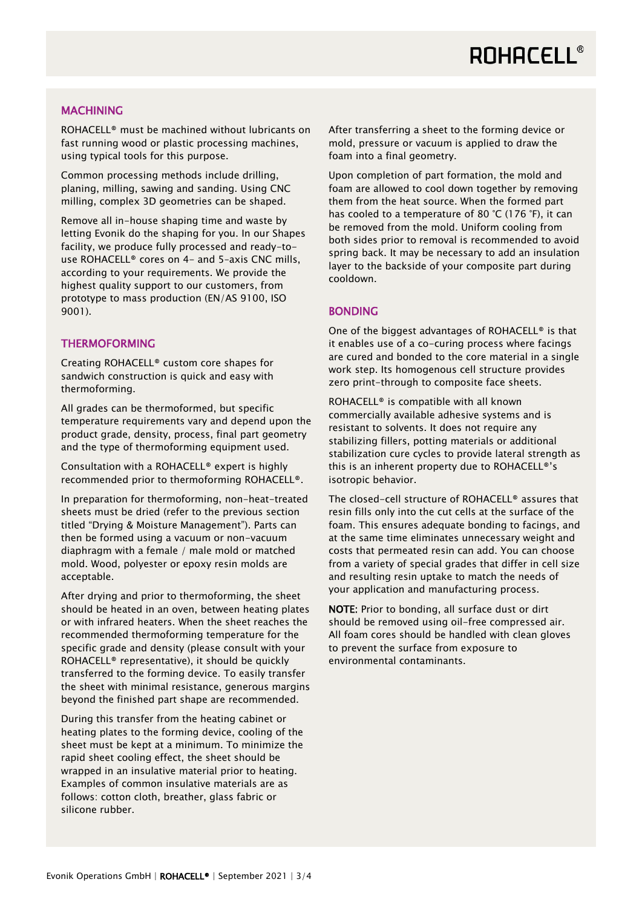## MACHINING

ROHACELL® must be machined without lubricants on fast running wood or plastic processing machines, using typical tools for this purpose.

Common processing methods include drilling, planing, milling, sawing and sanding. Using CNC milling, complex 3D geometries can be shaped.

Remove all in-house shaping time and waste by letting Evonik do the shaping for you. In our Shapes facility, we produce fully processed and ready-to-use ROHACELL® cores on 4- and 5-axis CNC mills, according to your requirements. We provide the highest quality support to our customers, from prototype to mass production (EN/AS 9100, ISO 9001).

## THERMOFORMING

Creating ROHACELL® custom core shapes for sandwich construction is quick and easy with thermoforming.

All grades can be thermoformed, but specific temperature requirements vary and depend upon the product grade, density, process, final part geometry and the type of thermoforming equipment used.

Consultation with a ROHACELL® expert is highly recommended prior to thermoforming ROHACELL®.

In preparation for thermoforming, non-heat-treated sheets must be dried (refer to the previous section titled "Drying & Moisture Management"). Parts can then be formed using a vacuum or non-vacuum diaphragm with a female / male mold or matched mold. Wood, polyester or epoxy resin molds are acceptable.

After drying and prior to thermoforming, the sheet should be heated in an oven, between heating plates or with infrared heaters. When the sheet reaches the recommended thermoforming temperature for the specific grade and density (please consult with your ROHACELL® representative), it should be quickly transferred to the forming device. To easily transfer the sheet with minimal resistance, generous margins beyond the finished part shape are recommended.

During this transfer from the heating cabinet or heating plates to the forming device, cooling of the sheet must be kept at a minimum. To minimize the rapid sheet cooling effect, the sheet should be wrapped in an insulative material prior to heating. Examples of common insulative materials are as follows: cotton cloth, breather, glass fabric or silicone rubber.

After transferring a sheet to the forming device or mold, pressure or vacuum is applied to draw the foam into a final geometry.

Upon completion of part formation, the mold and foam are allowed to cool down together by removing them from the heat source. When the formed part has cooled to a temperature of 80 °C (176 °F), it can be removed from the mold. Uniform cooling from both sides prior to removal is recommended to avoid spring back. It may be necessary to add an insulation layer to the backside of your composite part during cooldown.

## BONDING

One of the biggest advantages of ROHACELL® is that it enables use of a co-curing process where facings are cured and bonded to the core material in a single work step. Its homogenous cell structure provides zero print-through to composite face sheets.

ROHACELL® is compatible with all known commercially available adhesive systems and is resistant to solvents. It does not require any stabilizing fillers, potting materials or additional stabilization cure cycles to provide lateral strength as this is an inherent property due to ROHACELL®'s isotropic behavior.

The closed-cell structure of ROHACELL® assures that resin fills only into the cut cells at the surface of the foam. This ensures adequate bonding to facings, and at the same time eliminates unnecessary weight and costs that permeated resin can add. You can choose from a variety of special grades that differ in cell size and resulting resin uptake to match the needs of your application and manufacturing process.

**NOTE:** Prior to bonding, all surface dust or dirt should be removed using oil-free compressed air. All foam cores should be handled with clean gloves to prevent the surface from exposure to environmental contaminants.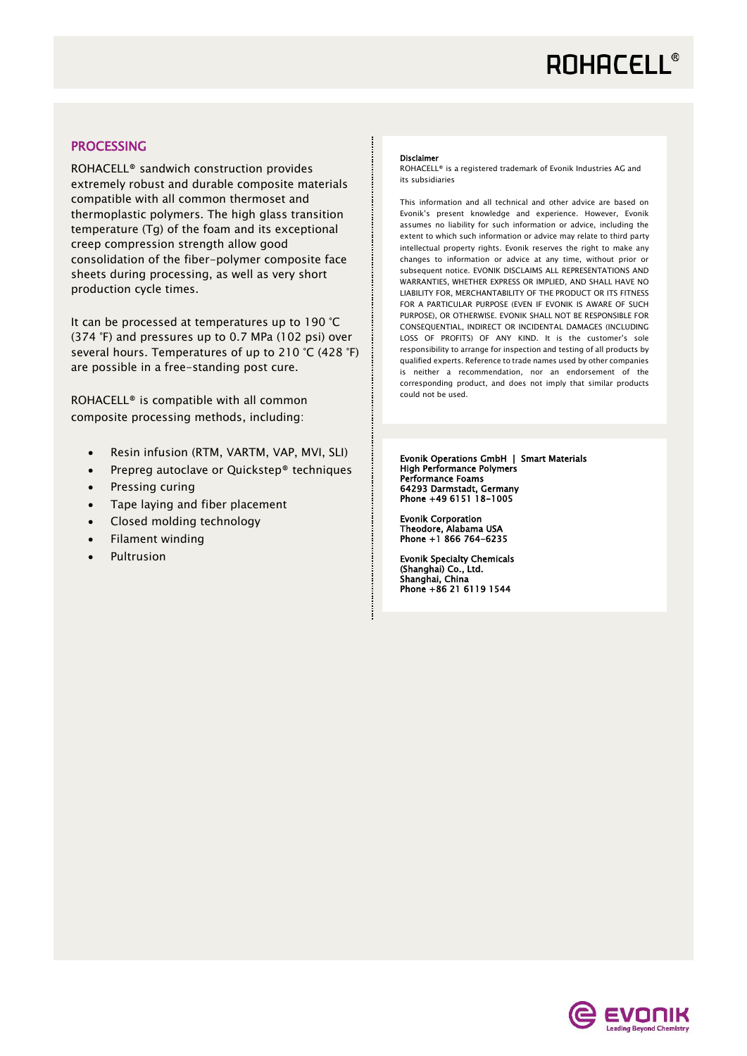## PROCESSING

ROHACELL® sandwich construction provides extremely robust and durable composite materials compatible with all common thermoset and thermoplastic polymers. The high glass transition temperature (Tg) of the foam and its exceptional creep compression strength allow good consolidation of the fiber-polymer composite face sheets during processing, as well as very short production cycle times.

It can be processed at temperatures up to 190 °C (374 °F) and pressures up to 0.7 MPa (102 psi) over several hours. Temperatures of up to 210 °C (428 °F) are possible in a free-standing post cure.

ROHACELL® is compatible with all common composite processing methods, including:

- Resin infusion (RTM, VARTM, VAP, MVI, SLI)
- Prepreg autoclave or Quickstep® techniques
- Pressing curing
- Tape laying and fiber placement
- Closed molding technology
- Filament winding
- Pultrusion

**Disclaimer**

ROHACELL® is a registered trademark of Evonik Industries AG and its subsidiaries

This information and all technical and other advice are based on Evonik's present knowledge and experience. However, Evonik assumes no liability for such information or advice, including the extent to which such information or advice may relate to third party intellectual property rights. Evonik reserves the right to make any changes to information or advice at any time, without prior or subsequent notice. EVONIK DISCLAIMS ALL REPRESENTATIONS AND WARRANTIES, WHETHER EXPRESS OR IMPLIED, AND SHALL HAVE NO LIABILITY FOR, MERCHANTABILITY OF THE PRODUCT OR ITS FITNESS FOR A PARTICULAR PURPOSE (EVEN IF EVONIK IS AWARE OF SUCH PURPOSE), OR OTHERWISE. EVONIK SHALL NOT BE RESPONSIBLE FOR CONSEQUENTIAL, INDIRECT OR INCIDENTAL DAMAGES (INCLUDING LOSS OF PROFITS) OF ANY KIND. It is the customer's sole responsibility to arrange for inspection and testing of all products by qualified experts. Reference to trade names used by other companies is neither a recommendation, nor an endorsement of the corresponding product, and does not imply that similar products could not be used.

**Evonik Operations GmbH | Smart Materials**
**High Performance Polymers**
**Performance Foams**
**64293 Darmstadt, Germany**
**Phone +49 6151 18-1005**

**Evonik Corporation**
**Theodore, Alabama USA**
**Phone +1 866 764-6235**

**Evonik Specialty Chemicals (Shanghai) Co., Ltd.**
**Shanghai, China**
**Phone +86 21 6119 1544**